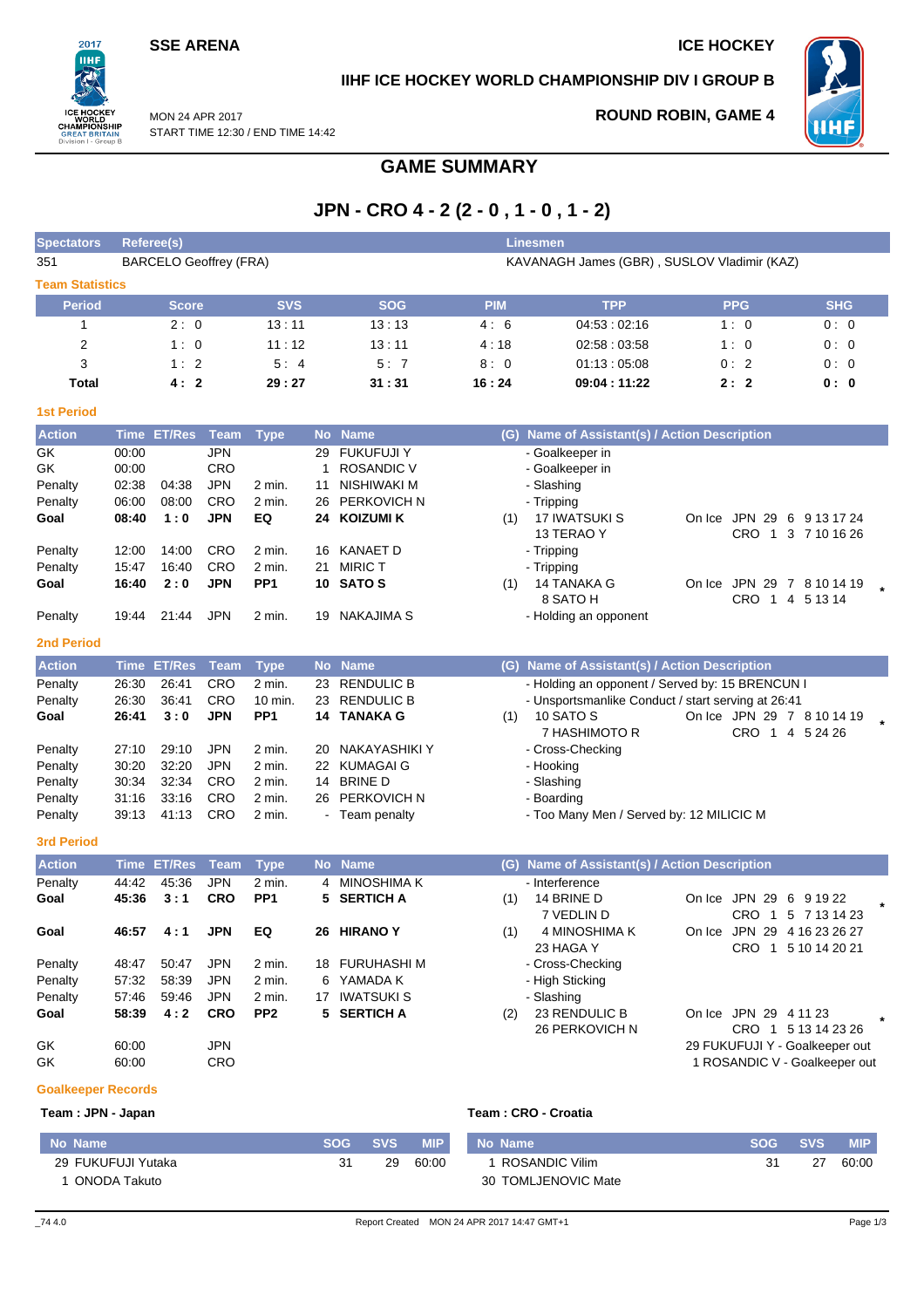SSE ARENA

ICE HOCKEY

IIHF ICE HOCKEY WORLD CHAMPIONSHIP DIV I GROUP B

MON 24 APR 2017
START TIME 12:30 / END TIME 14:42

ROUND ROBIN, GAME 4

# GAME SUMMARY

## JPN - CRO 4 - 2 (2 - 0 , 1 - 0 , 1 - 2)

| Spectators | Referee(s) | Linesmen |
|---|---|---|
| 351 | BARCELO Geoffrey (FRA) | KAVANAGH James (GBR) , SUSLOV Vladimir (KAZ) |

### Team Statistics

| Period | Score | SVS | SOG | PIM | TPP | PPG | SHG |
|---|---|---|---|---|---|---|---|
| 1 | 2 : 0 | 13 : 11 | 13 : 13 | 4 : 6 | 04:53 : 02:16 | 1 : 0 | 0 : 0 |
| 2 | 1 : 0 | 11 : 12 | 13 : 11 | 4 : 18 | 02:58 : 03:58 | 1 : 0 | 0 : 0 |
| 3 | 1 : 2 | 5 : 4 | 5 : 7 | 8 : 0 | 01:13 : 05:08 | 0 : 2 | 0 : 0 |
| **Total** | **4 : 2** | **29 : 27** | **31 : 31** | **16 : 24** | **09:04 : 11:22** | **2 : 2** | **0 : 0** |

### 1st Period

| Action | Time | ET/Res | Team | Type | No | Name | (G) | Name of Assistant(s) / Action Description | |
|---|---|---|---|---|---|---|---|---|---|
| GK | 00:00 | | JPN | | 29 | FUKUFUJI Y | | - Goalkeeper in | |
| GK | 00:00 | | CRO | | 1 | ROSANDIC V | | - Goalkeeper in | |
| Penalty | 02:38 | 04:38 | JPN | 2 min. | 11 | NISHIWAKI M | | - Slashing | |
| Penalty | 06:00 | 08:00 | CRO | 2 min. | 26 | PERKOVICH N | | - Tripping | |
| **Goal** | **08:40** | **1 : 0** | **JPN** | **EQ** | **24** | **KOIZUMI K** | (1) | 17 IWATSUKI S<br>13 TERAO Y | On Ice JPN 29 6 9 13 17 24<br>CRO 1 3 7 10 16 26 |
| Penalty | 12:00 | 14:00 | CRO | 2 min. | 16 | KANAET D | | - Tripping | |
| Penalty | 15:47 | 16:40 | CRO | 2 min. | 21 | MIRIC T | | - Tripping | |
| **Goal** | **16:40** | **2 : 0** | **JPN** | **PP1** | **10** | **SATO S** | (1) | 14 TANAKA G<br>8 SATO H | On Ice JPN 29 7 8 10 14 19<br>CRO 1 4 5 13 14 * |
| Penalty | 19:44 | 21:44 | JPN | 2 min. | 19 | NAKAJIMA S | | - Holding an opponent | |

### 2nd Period

| Action | Time | ET/Res | Team | Type | No | Name | (G) | Name of Assistant(s) / Action Description | |
|---|---|---|---|---|---|---|---|---|---|
| Penalty | 26:30 | 26:41 | CRO | 2 min. | 23 | RENDULIC B | | - Holding an opponent / Served by: 15 BRENCUN I | |
| Penalty | 26:30 | 36:41 | CRO | 10 min. | 23 | RENDULIC B | | - Unsportsmanlike Conduct / start serving at 26:41 | |
| **Goal** | **26:41** | **3 : 0** | **JPN** | **PP1** | **14** | **TANAKA G** | (1) | 10 SATO S<br>7 HASHIMOTO R | On Ice JPN 29 7 8 10 14 19<br>CRO 1 4 5 24 26 * |
| Penalty | 27:10 | 29:10 | JPN | 2 min. | 20 | NAKAYASHIKI Y | | - Cross-Checking | |
| Penalty | 30:20 | 32:20 | JPN | 2 min. | 22 | KUMAGAI G | | - Hooking | |
| Penalty | 30:34 | 32:34 | CRO | 2 min. | 14 | BRINE D | | - Slashing | |
| Penalty | 31:16 | 33:16 | CRO | 2 min. | 26 | PERKOVICH N | | - Boarding | |
| Penalty | 39:13 | 41:13 | CRO | 2 min. | - | Team penalty | | - Too Many Men / Served by: 12 MILICIC M | |

### 3rd Period

| Action | Time | ET/Res | Team | Type | No | Name | (G) | Name of Assistant(s) / Action Description | |
|---|---|---|---|---|---|---|---|---|---|
| Penalty | 44:42 | 45:36 | JPN | 2 min. | 4 | MINOSHIMA K | | - Interference | |
| **Goal** | **45:36** | **3 : 1** | **CRO** | **PP1** | **5** | **SERTICH A** | (1) | 14 BRINE D<br>7 VEDLIN D | On Ice JPN 29 6 9 19 22<br>CRO 1 5 7 13 14 23 * |
| **Goal** | **46:57** | **4 : 1** | **JPN** | **EQ** | **26** | **HIRANO Y** | (1) | 4 MINOSHIMA K<br>23 HAGA Y | On Ice JPN 29 4 16 23 26 27<br>CRO 1 5 10 14 20 21 |
| Penalty | 48:47 | 50:47 | JPN | 2 min. | 18 | FURUHASHI M | | - Cross-Checking | |
| Penalty | 57:32 | 58:39 | JPN | 2 min. | 6 | YAMADA K | | - High Sticking | |
| Penalty | 57:46 | 59:46 | JPN | 2 min. | 17 | IWATSUKI S | | - Slashing | |
| **Goal** | **58:39** | **4 : 2** | **CRO** | **PP2** | **5** | **SERTICH A** | (2) | 23 RENDULIC B<br>26 PERKOVICH N | On Ice JPN 29 4 11 23<br>CRO 1 5 13 14 23 26 * |
| GK | 60:00 | | JPN | | | | | | 29 FUKUFUJI Y - Goalkeeper out |
| GK | 60:00 | | CRO | | | | | | 1 ROSANDIC V - Goalkeeper out |

### Goalkeeper Records

**Team : JPN - Japan**

| No | Name | SOG | SVS | MIP |
|---|---|---|---|---|
| 29 | FUKUFUJI Yutaka | 31 | 29 | 60:00 |
| 1 | ONODA Takuto | | | |

**Team : CRO - Croatia**

| No | Name | SOG | SVS | MIP |
|---|---|---|---|---|
| 1 | ROSANDIC Vilim | 31 | 27 | 60:00 |
| 30 | TOMLJENOVIC Mate | | | |

_74 4.0 Report Created MON 24 APR 2017 14:47 GMT+1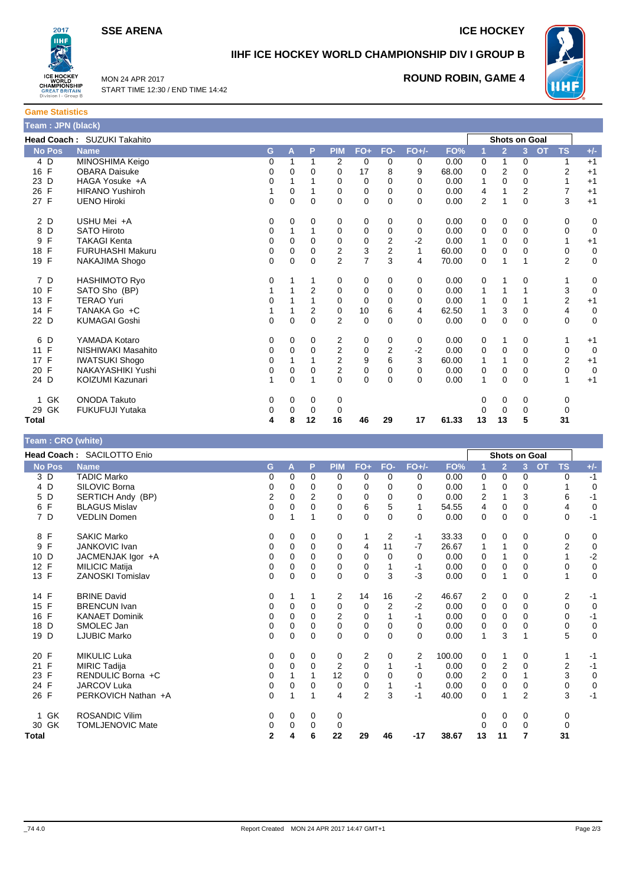**SSE ARENA** — **ICE HOCKEY**

## IIHF ICE HOCKEY WORLD CHAMPIONSHIP DIV I GROUP B

MON 24 APR 2017
START TIME 12:30 / END TIME 14:42

**ROUND ROBIN, GAME 4**

### Game Statistics

**Team : JPN (black)**

**Head Coach :** SUZUKI Takahito

| No | Pos | Name | G | A | P | PIM | FO+ | FO- | FO+/- | FO% | 1 | 2 | 3 | OT | TS | +/- |
|---|---|---|---|---|---|---|---|---|---|---|---|---|---|---|---|---|
| | | | | | | | | | | | Shots on Goal | | | | | |
| 4 | D | MINOSHIMA Keigo | 0 | 1 | 1 | 2 | 0 | 0 | 0 | 0.00 | 0 | 1 | 0 | | 1 | +1 |
| 16 | F | OBARA Daisuke | 0 | 0 | 0 | 0 | 17 | 8 | 9 | 68.00 | 0 | 2 | 0 | | 2 | +1 |
| 23 | D | HAGA Yosuke +A | 0 | 1 | 1 | 0 | 0 | 0 | 0 | 0.00 | 1 | 0 | 0 | | 1 | +1 |
| 26 | F | HIRANO Yushiroh | 1 | 0 | 1 | 0 | 0 | 0 | 0 | 0.00 | 4 | 1 | 2 | | 7 | +1 |
| 27 | F | UENO Hiroki | 0 | 0 | 0 | 0 | 0 | 0 | 0 | 0.00 | 2 | 1 | 0 | | 3 | +1 |
| 2 | D | USHU Mei +A | 0 | 0 | 0 | 0 | 0 | 0 | 0 | 0.00 | 0 | 0 | 0 | | 0 | 0 |
| 8 | D | SATO Hiroto | 0 | 1 | 1 | 0 | 0 | 0 | 0 | 0.00 | 0 | 0 | 0 | | 0 | 0 |
| 9 | F | TAKAGI Kenta | 0 | 0 | 0 | 0 | 0 | 2 | -2 | 0.00 | 1 | 0 | 0 | | 1 | +1 |
| 18 | F | FURUHASHI Makuru | 0 | 0 | 0 | 2 | 3 | 2 | 1 | 60.00 | 0 | 0 | 0 | | 0 | 0 |
| 19 | F | NAKAJIMA Shogo | 0 | 0 | 0 | 2 | 7 | 3 | 4 | 70.00 | 0 | 1 | 1 | | 2 | 0 |
| 7 | D | HASHIMOTO Ryo | 0 | 1 | 1 | 0 | 0 | 0 | 0 | 0.00 | 0 | 1 | 0 | | 1 | 0 |
| 10 | F | SATO Sho (BP) | 1 | 1 | 2 | 0 | 0 | 0 | 0 | 0.00 | 1 | 1 | 1 | | 3 | 0 |
| 13 | F | TERAO Yuri | 0 | 1 | 1 | 0 | 0 | 0 | 0 | 0.00 | 1 | 0 | 1 | | 2 | +1 |
| 14 | F | TANAKA Go +C | 1 | 1 | 2 | 0 | 10 | 6 | 4 | 62.50 | 1 | 3 | 0 | | 4 | 0 |
| 22 | D | KUMAGAI Goshi | 0 | 0 | 0 | 2 | 0 | 0 | 0 | 0.00 | 0 | 0 | 0 | | 0 | 0 |
| 6 | D | YAMADA Kotaro | 0 | 0 | 0 | 2 | 0 | 0 | 0 | 0.00 | 0 | 1 | 0 | | 1 | +1 |
| 11 | F | NISHIWAKI Masahito | 0 | 0 | 0 | 2 | 0 | 2 | -2 | 0.00 | 0 | 0 | 0 | | 0 | 0 |
| 17 | F | IWATSUKI Shogo | 0 | 1 | 1 | 2 | 9 | 6 | 3 | 60.00 | 1 | 1 | 0 | | 2 | +1 |
| 20 | F | NAKAYASHIKI Yushi | 0 | 0 | 0 | 2 | 0 | 0 | 0 | 0.00 | 0 | 0 | 0 | | 0 | 0 |
| 24 | D | KOIZUMI Kazunari | 1 | 0 | 1 | 0 | 0 | 0 | 0 | 0.00 | 1 | 0 | 0 | | 1 | +1 |
| 1 | GK | ONODA Takuto | 0 | 0 | 0 | 0 | | | | | 0 | 0 | 0 | | 0 | |
| 29 | GK | FUKUFUJI Yutaka | 0 | 0 | 0 | 0 | | | | | 0 | 0 | 0 | | 0 | |
| **Total** | | | **4** | **8** | **12** | **16** | **46** | **29** | **17** | **61.33** | **13** | **13** | **5** | | **31** | |

**Team : CRO (white)**

**Head Coach :** SACILOTTO Enio

| No | Pos | Name | G | A | P | PIM | FO+ | FO- | FO+/- | FO% | 1 | 2 | 3 | OT | TS | +/- |
|---|---|---|---|---|---|---|---|---|---|---|---|---|---|---|---|---|
| | | | | | | | | | | | Shots on Goal | | | | | |
| 3 | D | TADIC Marko | 0 | 0 | 0 | 0 | 0 | 0 | 0 | 0.00 | 0 | 0 | 0 | | 0 | -1 |
| 4 | D | SILOVIC Borna | 0 | 0 | 0 | 0 | 0 | 0 | 0 | 0.00 | 1 | 0 | 0 | | 1 | 0 |
| 5 | D | SERTICH Andy (BP) | 2 | 0 | 2 | 0 | 0 | 0 | 0 | 0.00 | 2 | 1 | 3 | | 6 | -1 |
| 6 | F | BLAGUS Mislav | 0 | 0 | 0 | 0 | 6 | 5 | 1 | 54.55 | 4 | 0 | 0 | | 4 | 0 |
| 7 | D | VEDLIN Domen | 0 | 1 | 1 | 0 | 0 | 0 | 0 | 0.00 | 0 | 0 | 0 | | 0 | -1 |
| 8 | F | SAKIC Marko | 0 | 0 | 0 | 0 | 1 | 2 | -1 | 33.33 | 0 | 0 | 0 | | 0 | 0 |
| 9 | F | JANKOVIC Ivan | 0 | 0 | 0 | 0 | 4 | 11 | -7 | 26.67 | 1 | 1 | 0 | | 2 | 0 |
| 10 | D | JACMENJAK Igor +A | 0 | 0 | 0 | 0 | 0 | 0 | 0 | 0.00 | 0 | 1 | 0 | | 1 | -2 |
| 12 | F | MILICIC Matija | 0 | 0 | 0 | 0 | 0 | 1 | -1 | 0.00 | 0 | 0 | 0 | | 0 | 0 |
| 13 | F | ZANOSKI Tomislav | 0 | 0 | 0 | 0 | 0 | 3 | -3 | 0.00 | 0 | 1 | 0 | | 1 | 0 |
| 14 | F | BRINE David | 0 | 1 | 1 | 2 | 14 | 16 | -2 | 46.67 | 2 | 0 | 0 | | 2 | -1 |
| 15 | F | BRENCUN Ivan | 0 | 0 | 0 | 0 | 0 | 2 | -2 | 0.00 | 0 | 0 | 0 | | 0 | 0 |
| 16 | F | KANAET Dominik | 0 | 0 | 0 | 2 | 0 | 1 | -1 | 0.00 | 0 | 0 | 0 | | 0 | -1 |
| 18 | D | SMOLEC Jan | 0 | 0 | 0 | 0 | 0 | 0 | 0 | 0.00 | 0 | 0 | 0 | | 0 | 0 |
| 19 | D | LJUBIC Marko | 0 | 0 | 0 | 0 | 0 | 0 | 0 | 0.00 | 1 | 3 | 1 | | 5 | 0 |
| 20 | F | MIKULIC Luka | 0 | 0 | 0 | 0 | 2 | 0 | 2 | 100.00 | 0 | 1 | 0 | | 1 | -1 |
| 21 | F | MIRIC Tadija | 0 | 0 | 0 | 2 | 0 | 1 | -1 | 0.00 | 0 | 2 | 0 | | 2 | -1 |
| 23 | F | RENDULIC Borna +C | 0 | 1 | 1 | 12 | 0 | 0 | 0 | 0.00 | 2 | 0 | 1 | | 3 | 0 |
| 24 | F | JARCOV Luka | 0 | 0 | 0 | 0 | 0 | 1 | -1 | 0.00 | 0 | 0 | 0 | | 0 | 0 |
| 26 | F | PERKOVICH Nathan +A | 0 | 1 | 1 | 4 | 2 | 3 | -1 | 40.00 | 0 | 1 | 2 | | 3 | -1 |
| 1 | GK | ROSANDIC Vilim | 0 | 0 | 0 | 0 | | | | | 0 | 0 | 0 | | 0 | |
| 30 | GK | TOMLJENOVIC Mate | 0 | 0 | 0 | 0 | | | | | 0 | 0 | 0 | | 0 | |
| **Total** | | | **2** | **4** | **6** | **22** | **29** | **46** | **-17** | **38.67** | **13** | **11** | **7** | | **31** | |

_74 4.0 — Report Created MON 24 APR 2017 14:47 GMT+1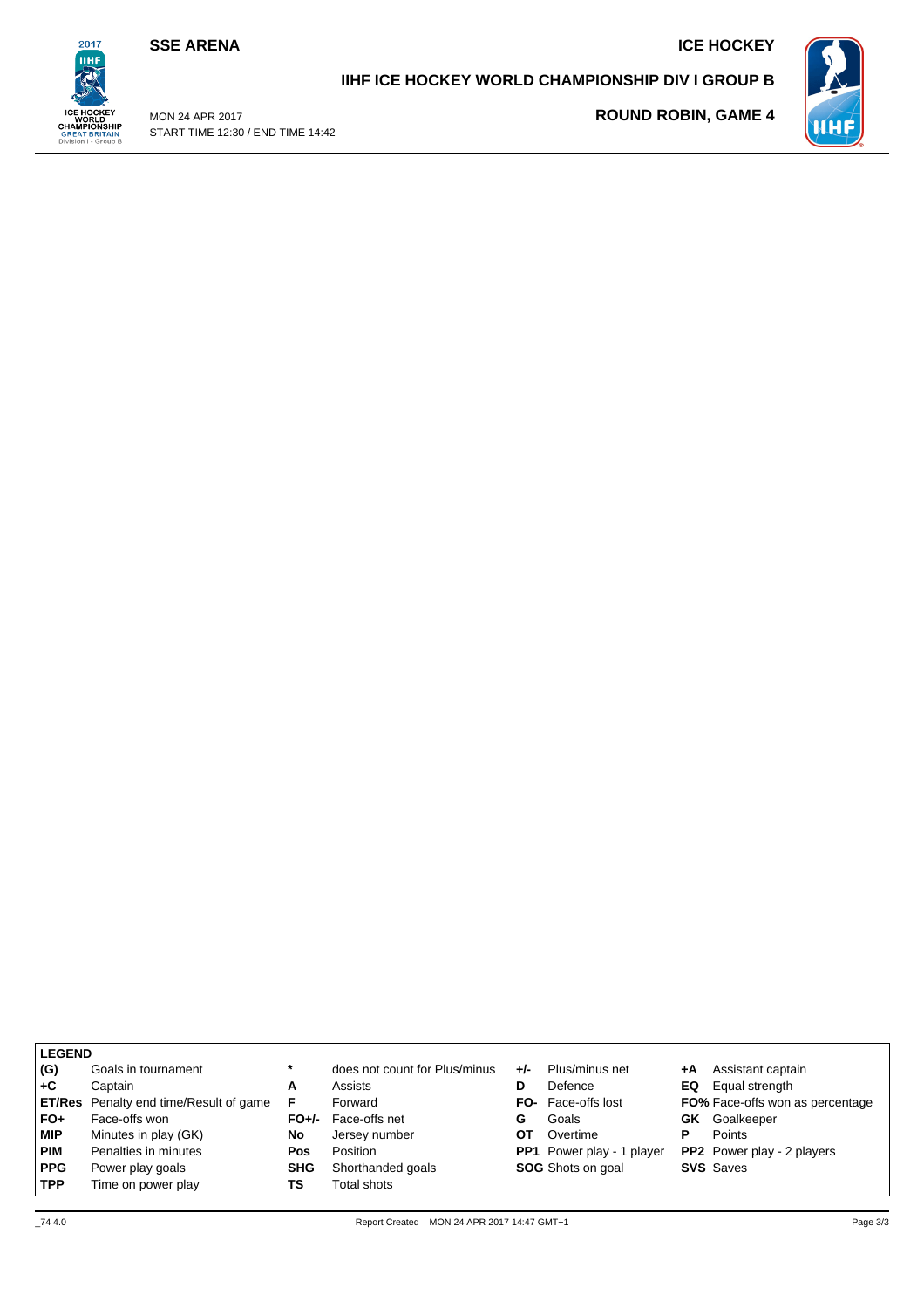SSE ARENA

ICE HOCKEY

IIHF ICE HOCKEY WORLD CHAMPIONSHIP DIV I GROUP B

MON 24 APR 2017
START TIME 12:30 / END TIME 14:42

ROUND ROBIN, GAME 4

| LEGEND | | | | | | | |
|---|---|---|---|---|---|---|---|
| (G) | Goals in tournament | * | does not count for Plus/minus | +/- | Plus/minus net | +A | Assistant captain |
| +C | Captain | A | Assists | D | Defence | EQ | Equal strength |
| ET/Res | Penalty end time/Result of game | F | Forward | FO- | Face-offs lost | FO% | Face-offs won as percentage |
| FO+ | Face-offs won | FO+/- | Face-offs net | G | Goals | GK | Goalkeeper |
| MIP | Minutes in play (GK) | No | Jersey number | OT | Overtime | P | Points |
| PIM | Penalties in minutes | Pos | Position | PP1 | Power play - 1 player | PP2 | Power play - 2 players |
| PPG | Power play goals | SHG | Shorthanded goals | SOG | Shots on goal | SVS | Saves |
| TPP | Time on power play | TS | Total shots | | | | |

_74 4.0

Report Created MON 24 APR 2017 14:47 GMT+1